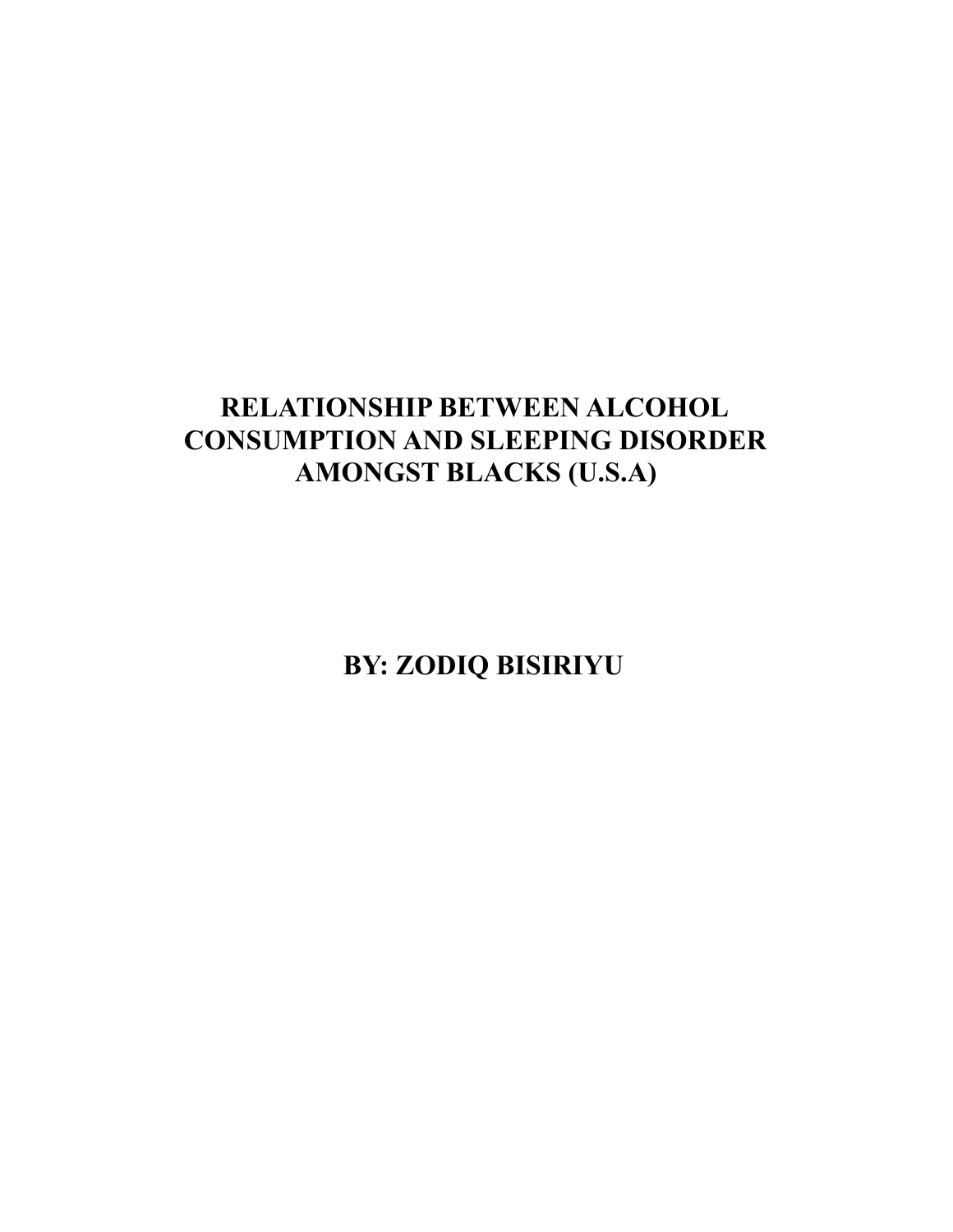# RELATIONSHIP BETWEEN ALCOHOL CONSUMPTION AND SLEEPING DISORDER AMONGST BLACKS (U.S.A)

**BY: ZODIQ BISIRIYU**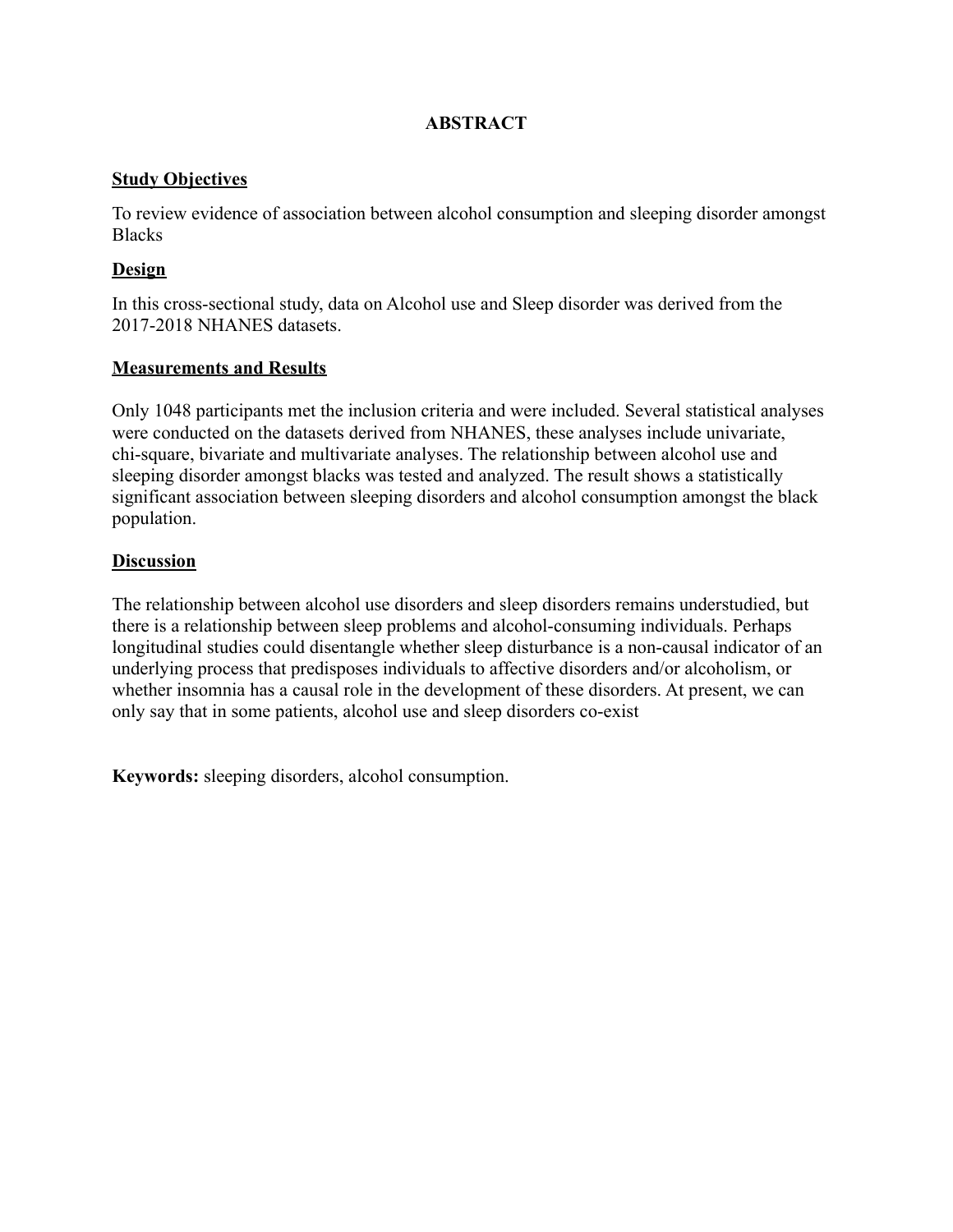# ABSTRACT

## Study Objectives

To review evidence of association between alcohol consumption and sleeping disorder amongst Blacks

## Design

In this cross-sectional study, data on Alcohol use and Sleep disorder was derived from the 2017-2018 NHANES datasets.

## Measurements and Results

Only 1048 participants met the inclusion criteria and were included. Several statistical analyses were conducted on the datasets derived from NHANES, these analyses include univariate, chi-square, bivariate and multivariate analyses. The relationship between alcohol use and sleeping disorder amongst blacks was tested and analyzed. The result shows a statistically significant association between sleeping disorders and alcohol consumption amongst the black population.

## Discussion

The relationship between alcohol use disorders and sleep disorders remains understudied, but there is a relationship between sleep problems and alcohol-consuming individuals. Perhaps longitudinal studies could disentangle whether sleep disturbance is a non-causal indicator of an underlying process that predisposes individuals to affective disorders and/or alcoholism, or whether insomnia has a causal role in the development of these disorders. At present, we can only say that in some patients, alcohol use and sleep disorders co-exist

**Keywords:** sleeping disorders, alcohol consumption.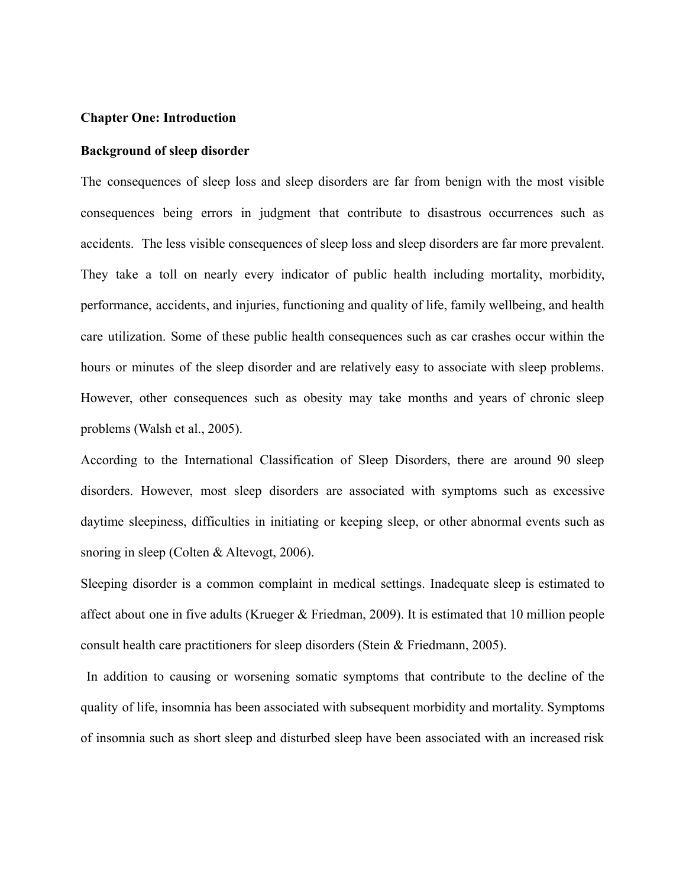**Chapter One: Introduction**

**Background of sleep disorder**

The consequences of sleep loss and sleep disorders are far from benign with the most visible consequences being errors in judgment that contribute to disastrous occurrences such as accidents. The less visible consequences of sleep loss and sleep disorders are far more prevalent. They take a toll on nearly every indicator of public health including mortality, morbidity, performance, accidents, and injuries, functioning and quality of life, family wellbeing, and health care utilization. Some of these public health consequences such as car crashes occur within the hours or minutes of the sleep disorder and are relatively easy to associate with sleep problems. However, other consequences such as obesity may take months and years of chronic sleep problems (Walsh et al., 2005).

According to the International Classification of Sleep Disorders, there are around 90 sleep disorders. However, most sleep disorders are associated with symptoms such as excessive daytime sleepiness, difficulties in initiating or keeping sleep, or other abnormal events such as snoring in sleep (Colten & Altevogt, 2006).

Sleeping disorder is a common complaint in medical settings. Inadequate sleep is estimated to affect about one in five adults (Krueger & Friedman, 2009). It is estimated that 10 million people consult health care practitioners for sleep disorders (Stein & Friedmann, 2005).

In addition to causing or worsening somatic symptoms that contribute to the decline of the quality of life, insomnia has been associated with subsequent morbidity and mortality. Symptoms of insomnia such as short sleep and disturbed sleep have been associated with an increased risk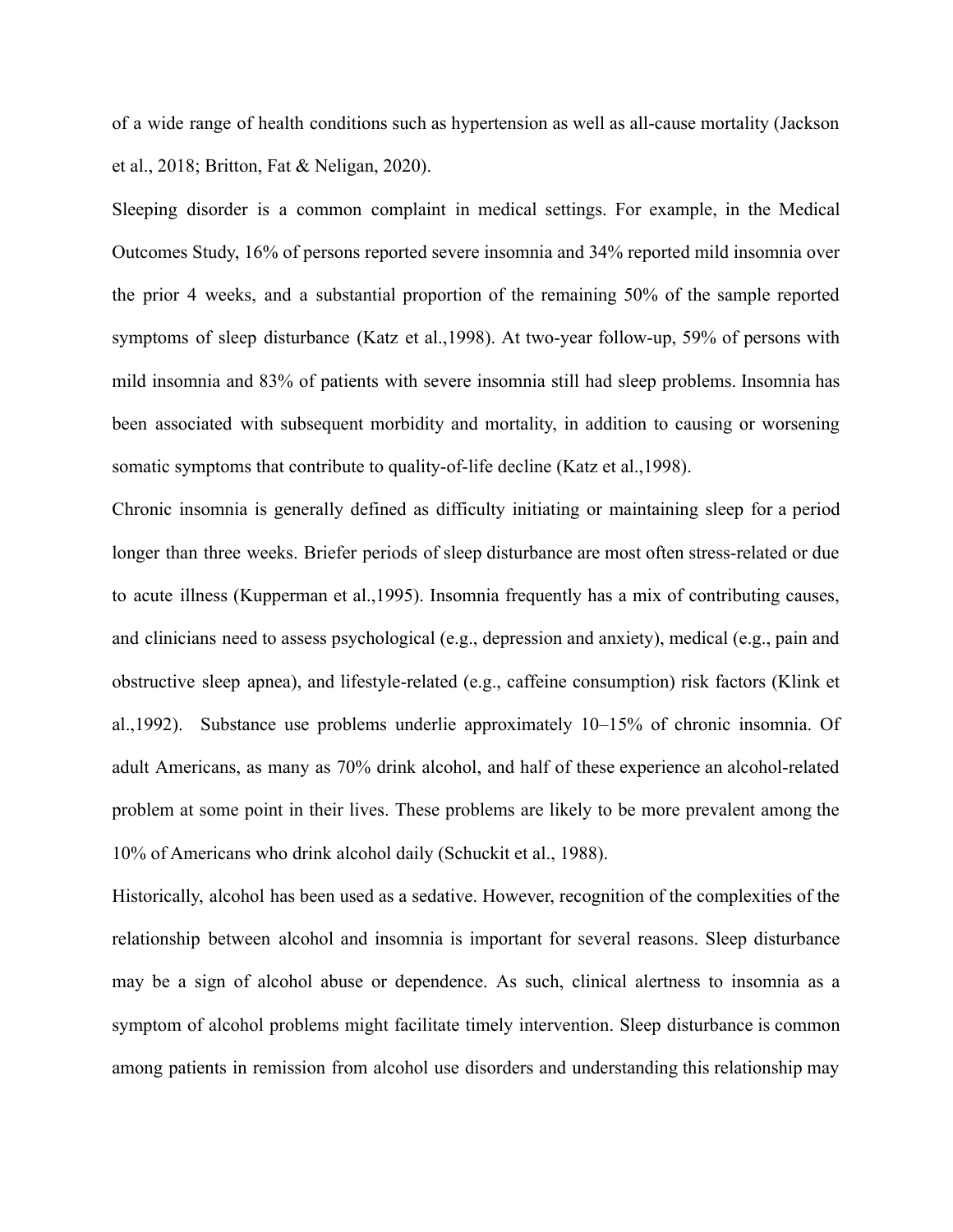of a wide range of health conditions such as hypertension as well as all-cause mortality (Jackson et al., 2018; Britton, Fat & Neligan, 2020).

Sleeping disorder is a common complaint in medical settings. For example, in the Medical Outcomes Study, 16% of persons reported severe insomnia and 34% reported mild insomnia over the prior 4 weeks, and a substantial proportion of the remaining 50% of the sample reported symptoms of sleep disturbance (Katz et al.,1998). At two-year follow-up, 59% of persons with mild insomnia and 83% of patients with severe insomnia still had sleep problems. Insomnia has been associated with subsequent morbidity and mortality, in addition to causing or worsening somatic symptoms that contribute to quality-of-life decline (Katz et al.,1998).

Chronic insomnia is generally defined as difficulty initiating or maintaining sleep for a period longer than three weeks. Briefer periods of sleep disturbance are most often stress-related or due to acute illness (Kupperman et al.,1995). Insomnia frequently has a mix of contributing causes, and clinicians need to assess psychological (e.g., depression and anxiety), medical (e.g., pain and obstructive sleep apnea), and lifestyle-related (e.g., caffeine consumption) risk factors (Klink et al.,1992). Substance use problems underlie approximately 10–15% of chronic insomnia. Of adult Americans, as many as 70% drink alcohol, and half of these experience an alcohol-related problem at some point in their lives. These problems are likely to be more prevalent among the 10% of Americans who drink alcohol daily (Schuckit et al., 1988).

Historically, alcohol has been used as a sedative. However, recognition of the complexities of the relationship between alcohol and insomnia is important for several reasons. Sleep disturbance may be a sign of alcohol abuse or dependence. As such, clinical alertness to insomnia as a symptom of alcohol problems might facilitate timely intervention. Sleep disturbance is common among patients in remission from alcohol use disorders and understanding this relationship may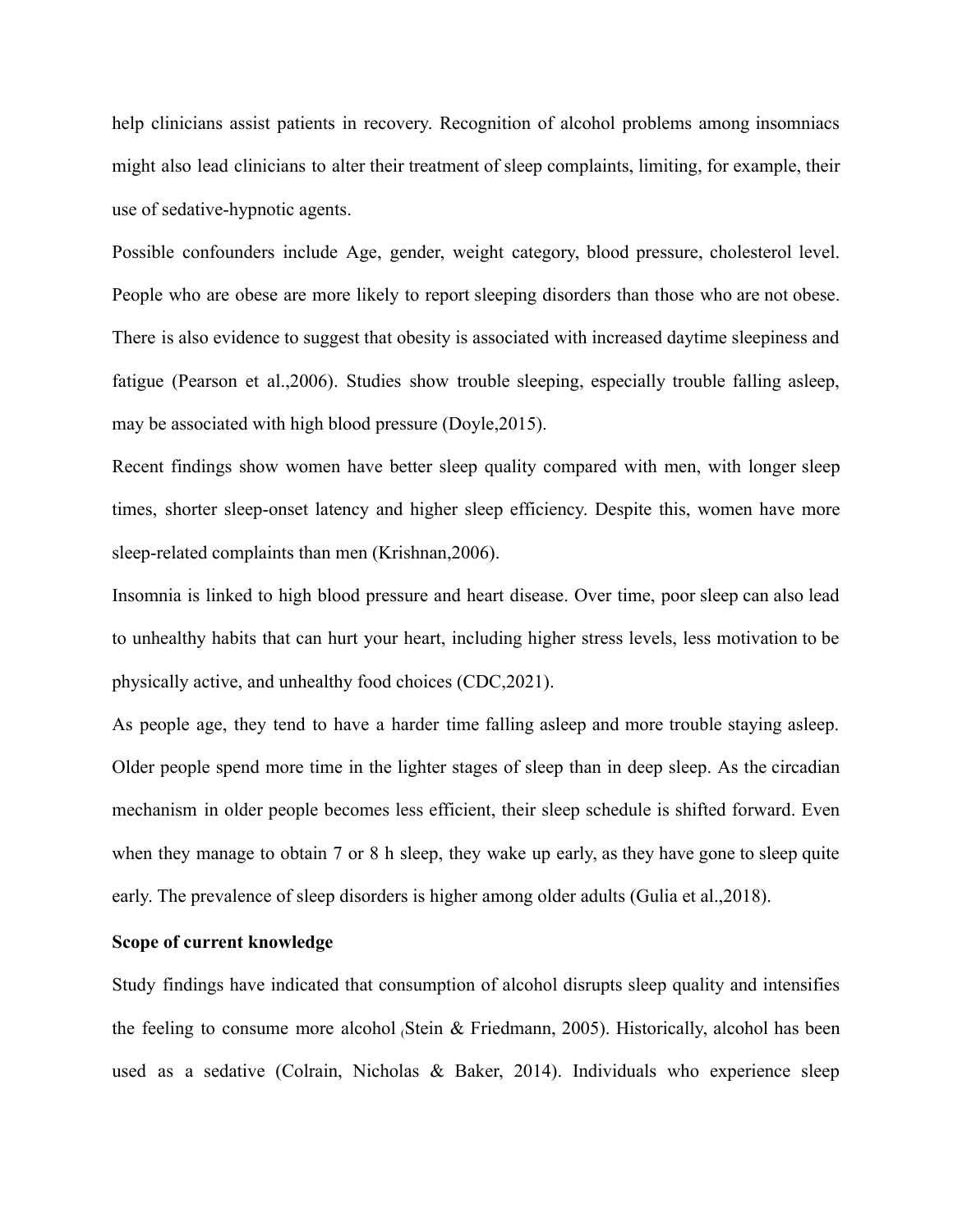help clinicians assist patients in recovery. Recognition of alcohol problems among insomniacs might also lead clinicians to alter their treatment of sleep complaints, limiting, for example, their use of sedative-hypnotic agents.

Possible confounders include Age, gender, weight category, blood pressure, cholesterol level. People who are obese are more likely to report sleeping disorders than those who are not obese. There is also evidence to suggest that obesity is associated with increased daytime sleepiness and fatigue (Pearson et al.,2006). Studies show trouble sleeping, especially trouble falling asleep, may be associated with high blood pressure (Doyle,2015).

Recent findings show women have better sleep quality compared with men, with longer sleep times, shorter sleep-onset latency and higher sleep efficiency. Despite this, women have more sleep-related complaints than men (Krishnan,2006).

Insomnia is linked to high blood pressure and heart disease. Over time, poor sleep can also lead to unhealthy habits that can hurt your heart, including higher stress levels, less motivation to be physically active, and unhealthy food choices (CDC,2021).

As people age, they tend to have a harder time falling asleep and more trouble staying asleep. Older people spend more time in the lighter stages of sleep than in deep sleep. As the circadian mechanism in older people becomes less efficient, their sleep schedule is shifted forward. Even when they manage to obtain 7 or 8 h sleep, they wake up early, as they have gone to sleep quite early. The prevalence of sleep disorders is higher among older adults (Gulia et al.,2018).

**Scope of current knowledge**

Study findings have indicated that consumption of alcohol disrupts sleep quality and intensifies the feeling to consume more alcohol (Stein & Friedmann, 2005). Historically, alcohol has been used as a sedative (Colrain, Nicholas & Baker, 2014). Individuals who experience sleep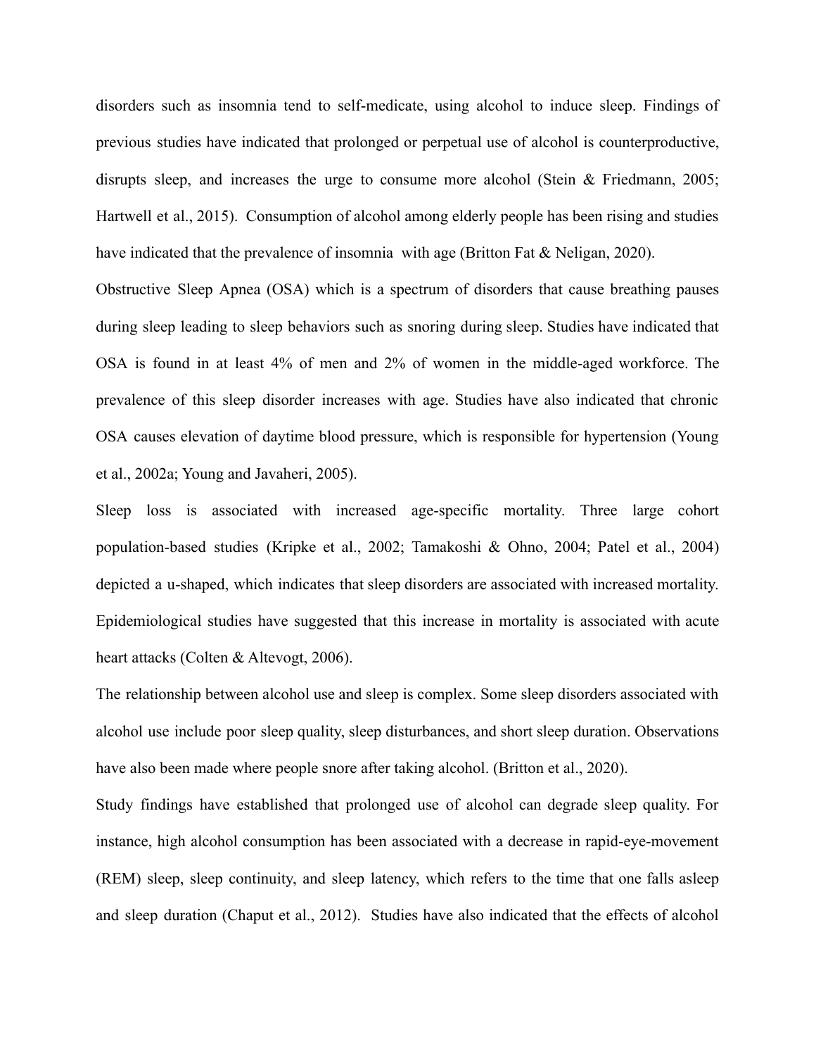disorders such as insomnia tend to self-medicate, using alcohol to induce sleep. Findings of previous studies have indicated that prolonged or perpetual use of alcohol is counterproductive, disrupts sleep, and increases the urge to consume more alcohol (Stein & Friedmann, 2005; Hartwell et al., 2015). Consumption of alcohol among elderly people has been rising and studies have indicated that the prevalence of insomnia with age (Britton Fat & Neligan, 2020).

Obstructive Sleep Apnea (OSA) which is a spectrum of disorders that cause breathing pauses during sleep leading to sleep behaviors such as snoring during sleep. Studies have indicated that OSA is found in at least 4% of men and 2% of women in the middle-aged workforce. The prevalence of this sleep disorder increases with age. Studies have also indicated that chronic OSA causes elevation of daytime blood pressure, which is responsible for hypertension (Young et al., 2002a; Young and Javaheri, 2005).

Sleep loss is associated with increased age-specific mortality. Three large cohort population-based studies (Kripke et al., 2002; Tamakoshi & Ohno, 2004; Patel et al., 2004) depicted a u-shaped, which indicates that sleep disorders are associated with increased mortality. Epidemiological studies have suggested that this increase in mortality is associated with acute heart attacks (Colten & Altevogt, 2006).

The relationship between alcohol use and sleep is complex. Some sleep disorders associated with alcohol use include poor sleep quality, sleep disturbances, and short sleep duration. Observations have also been made where people snore after taking alcohol. (Britton et al., 2020).

Study findings have established that prolonged use of alcohol can degrade sleep quality. For instance, high alcohol consumption has been associated with a decrease in rapid-eye-movement (REM) sleep, sleep continuity, and sleep latency, which refers to the time that one falls asleep and sleep duration (Chaput et al., 2012). Studies have also indicated that the effects of alcohol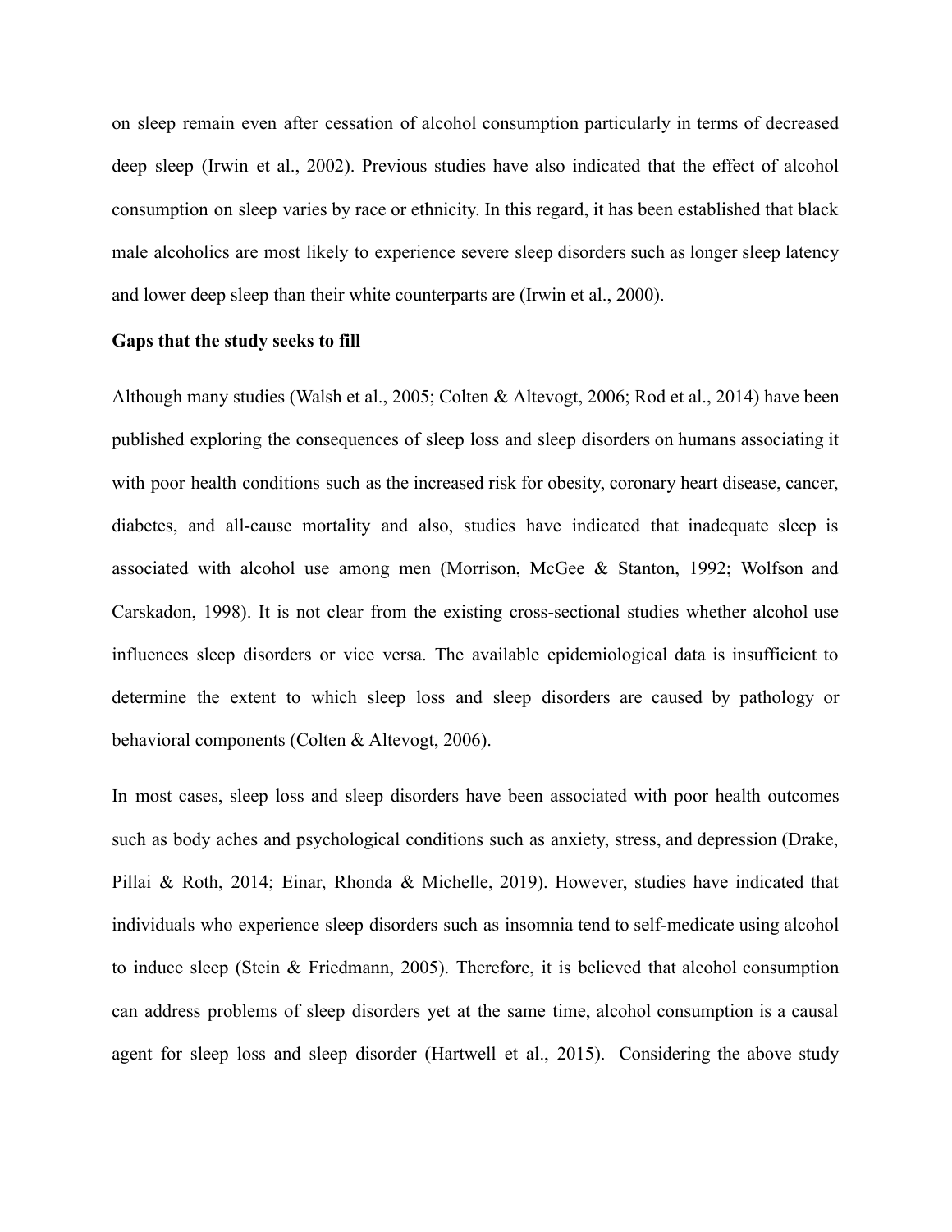on sleep remain even after cessation of alcohol consumption particularly in terms of decreased deep sleep (Irwin et al., 2002). Previous studies have also indicated that the effect of alcohol consumption on sleep varies by race or ethnicity. In this regard, it has been established that black male alcoholics are most likely to experience severe sleep disorders such as longer sleep latency and lower deep sleep than their white counterparts are (Irwin et al., 2000).

**Gaps that the study seeks to fill**

Although many studies (Walsh et al., 2005; Colten & Altevogt, 2006; Rod et al., 2014) have been published exploring the consequences of sleep loss and sleep disorders on humans associating it with poor health conditions such as the increased risk for obesity, coronary heart disease, cancer, diabetes, and all-cause mortality and also, studies have indicated that inadequate sleep is associated with alcohol use among men (Morrison, McGee & Stanton, 1992; Wolfson and Carskadon, 1998). It is not clear from the existing cross-sectional studies whether alcohol use influences sleep disorders or vice versa. The available epidemiological data is insufficient to determine the extent to which sleep loss and sleep disorders are caused by pathology or behavioral components (Colten & Altevogt, 2006).

In most cases, sleep loss and sleep disorders have been associated with poor health outcomes such as body aches and psychological conditions such as anxiety, stress, and depression (Drake, Pillai & Roth, 2014; Einar, Rhonda & Michelle, 2019). However, studies have indicated that individuals who experience sleep disorders such as insomnia tend to self-medicate using alcohol to induce sleep (Stein & Friedmann, 2005). Therefore, it is believed that alcohol consumption can address problems of sleep disorders yet at the same time, alcohol consumption is a causal agent for sleep loss and sleep disorder (Hartwell et al., 2015). Considering the above study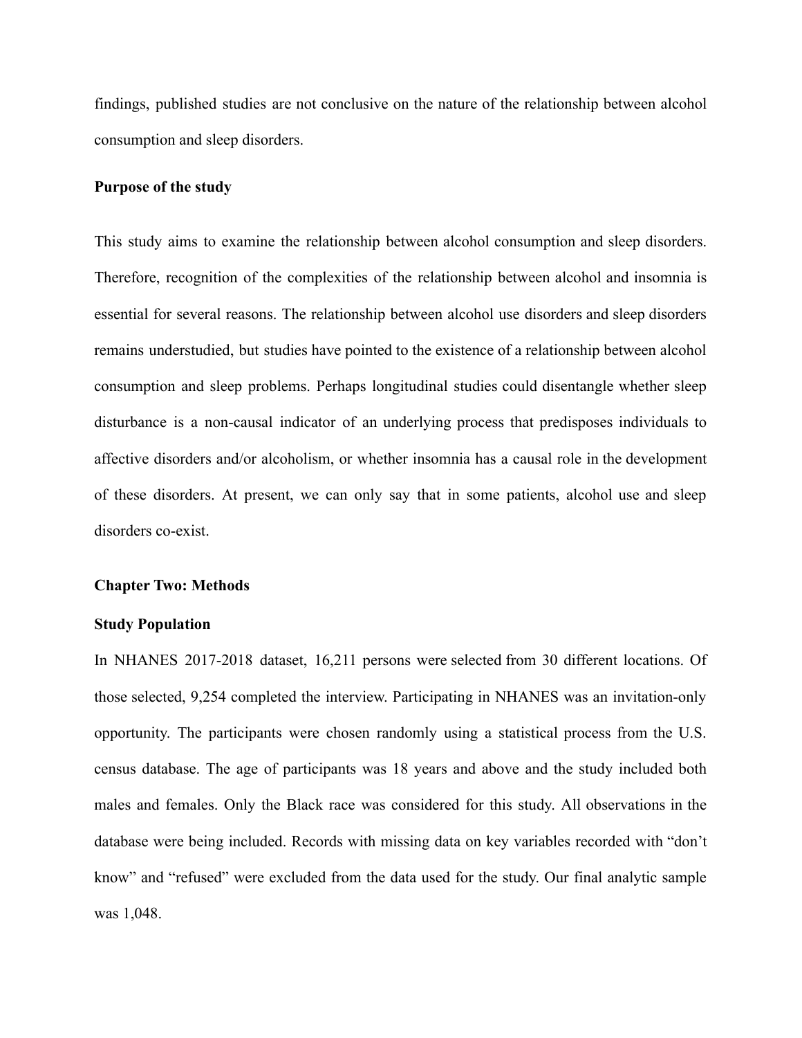findings, published studies are not conclusive on the nature of the relationship between alcohol consumption and sleep disorders.

**Purpose of the study**

This study aims to examine the relationship between alcohol consumption and sleep disorders. Therefore, recognition of the complexities of the relationship between alcohol and insomnia is essential for several reasons. The relationship between alcohol use disorders and sleep disorders remains understudied, but studies have pointed to the existence of a relationship between alcohol consumption and sleep problems. Perhaps longitudinal studies could disentangle whether sleep disturbance is a non-causal indicator of an underlying process that predisposes individuals to affective disorders and/or alcoholism, or whether insomnia has a causal role in the development of these disorders. At present, we can only say that in some patients, alcohol use and sleep disorders co-exist.

## Chapter Two: Methods

### Study Population

In NHANES 2017-2018 dataset, 16,211 persons were selected from 30 different locations. Of those selected, 9,254 completed the interview. Participating in NHANES was an invitation-only opportunity. The participants were chosen randomly using a statistical process from the U.S. census database. The age of participants was 18 years and above and the study included both males and females. Only the Black race was considered for this study. All observations in the database were being included. Records with missing data on key variables recorded with "don't know" and "refused" were excluded from the data used for the study. Our final analytic sample was 1,048.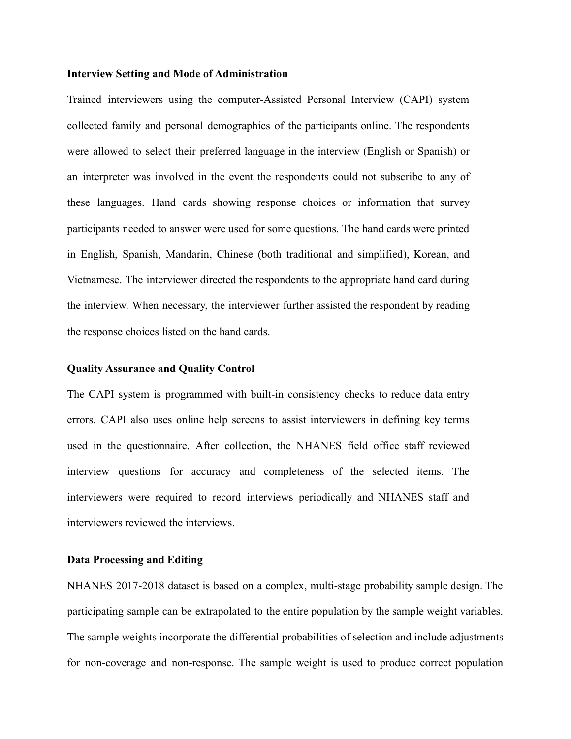**Interview Setting and Mode of Administration**

Trained interviewers using the computer-Assisted Personal Interview (CAPI) system collected family and personal demographics of the participants online. The respondents were allowed to select their preferred language in the interview (English or Spanish) or an interpreter was involved in the event the respondents could not subscribe to any of these languages. Hand cards showing response choices or information that survey participants needed to answer were used for some questions. The hand cards were printed in English, Spanish, Mandarin, Chinese (both traditional and simplified), Korean, and Vietnamese. The interviewer directed the respondents to the appropriate hand card during the interview. When necessary, the interviewer further assisted the respondent by reading the response choices listed on the hand cards.

**Quality Assurance and Quality Control**

The CAPI system is programmed with built-in consistency checks to reduce data entry errors. CAPI also uses online help screens to assist interviewers in defining key terms used in the questionnaire. After collection, the NHANES field office staff reviewed interview questions for accuracy and completeness of the selected items. The interviewers were required to record interviews periodically and NHANES staff and interviewers reviewed the interviews.

**Data Processing and Editing**

NHANES 2017-2018 dataset is based on a complex, multi-stage probability sample design. The participating sample can be extrapolated to the entire population by the sample weight variables. The sample weights incorporate the differential probabilities of selection and include adjustments for non-coverage and non-response. The sample weight is used to produce correct population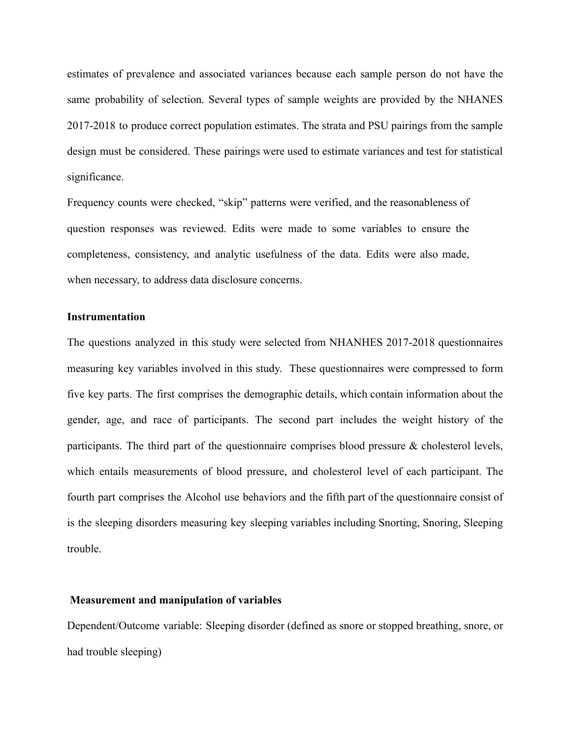estimates of prevalence and associated variances because each sample person do not have the same probability of selection. Several types of sample weights are provided by the NHANES 2017-2018 to produce correct population estimates. The strata and PSU pairings from the sample design must be considered. These pairings were used to estimate variances and test for statistical significance.

Frequency counts were checked, “skip” patterns were verified, and the reasonableness of question responses was reviewed. Edits were made to some variables to ensure the completeness, consistency, and analytic usefulness of the data. Edits were also made, when necessary, to address data disclosure concerns.

**Instrumentation**

The questions analyzed in this study were selected from NHANHES 2017-2018 questionnaires measuring key variables involved in this study. These questionnaires were compressed to form five key parts. The first comprises the demographic details, which contain information about the gender, age, and race of participants. The second part includes the weight history of the participants. The third part of the questionnaire comprises blood pressure & cholesterol levels, which entails measurements of blood pressure, and cholesterol level of each participant. The fourth part comprises the Alcohol use behaviors and the fifth part of the questionnaire consist of is the sleeping disorders measuring key sleeping variables including Snorting, Snoring, Sleeping trouble.

**Measurement and manipulation of variables**

Dependent/Outcome variable: Sleeping disorder (defined as snore or stopped breathing, snore, or had trouble sleeping)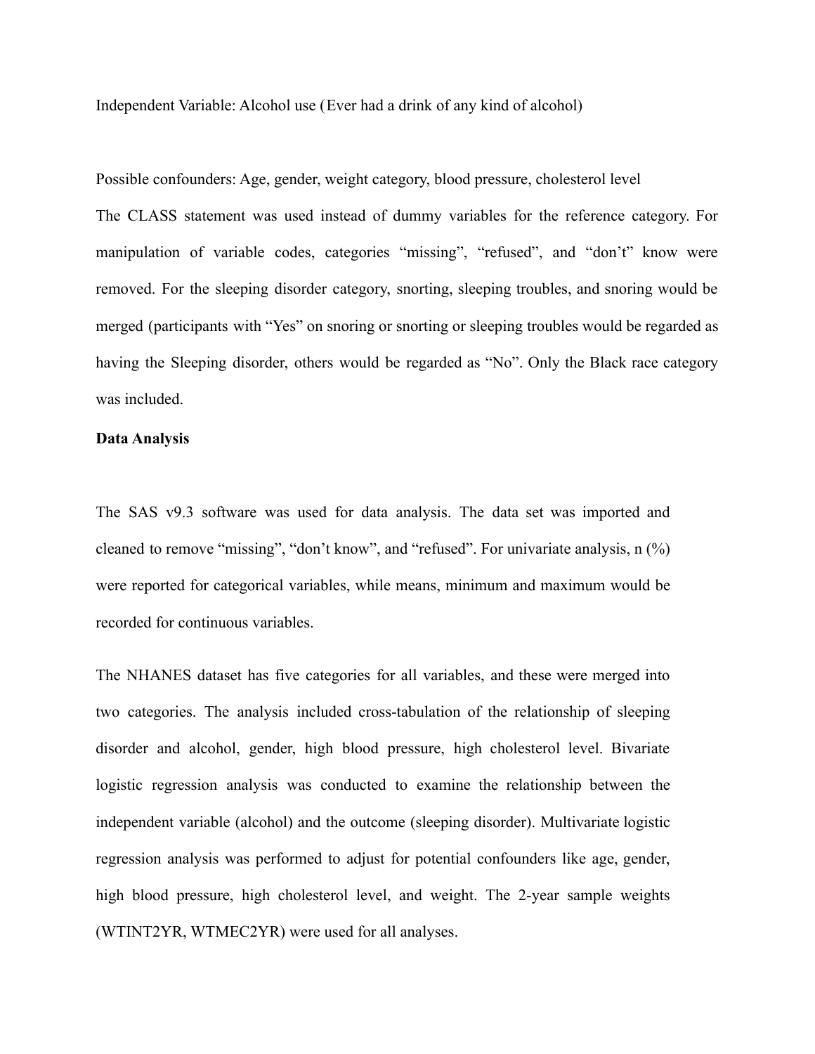Independent Variable: Alcohol use (Ever had a drink of any kind of alcohol)

Possible confounders: Age, gender, weight category, blood pressure, cholesterol level

The CLASS statement was used instead of dummy variables for the reference category. For manipulation of variable codes, categories "missing", "refused", and "don't" know were removed. For the sleeping disorder category, snorting, sleeping troubles, and snoring would be merged (participants with "Yes" on snoring or snorting or sleeping troubles would be regarded as having the Sleeping disorder, others would be regarded as "No". Only the Black race category was included.

**Data Analysis**

The SAS v9.3 software was used for data analysis. The data set was imported and cleaned to remove "missing", "don't know", and "refused". For univariate analysis, n (%) were reported for categorical variables, while means, minimum and maximum would be recorded for continuous variables.

The NHANES dataset has five categories for all variables, and these were merged into two categories. The analysis included cross-tabulation of the relationship of sleeping disorder and alcohol, gender, high blood pressure, high cholesterol level. Bivariate logistic regression analysis was conducted to examine the relationship between the independent variable (alcohol) and the outcome (sleeping disorder). Multivariate logistic regression analysis was performed to adjust for potential confounders like age, gender, high blood pressure, high cholesterol level, and weight. The 2-year sample weights (WTINT2YR, WTMEC2YR) were used for all analyses.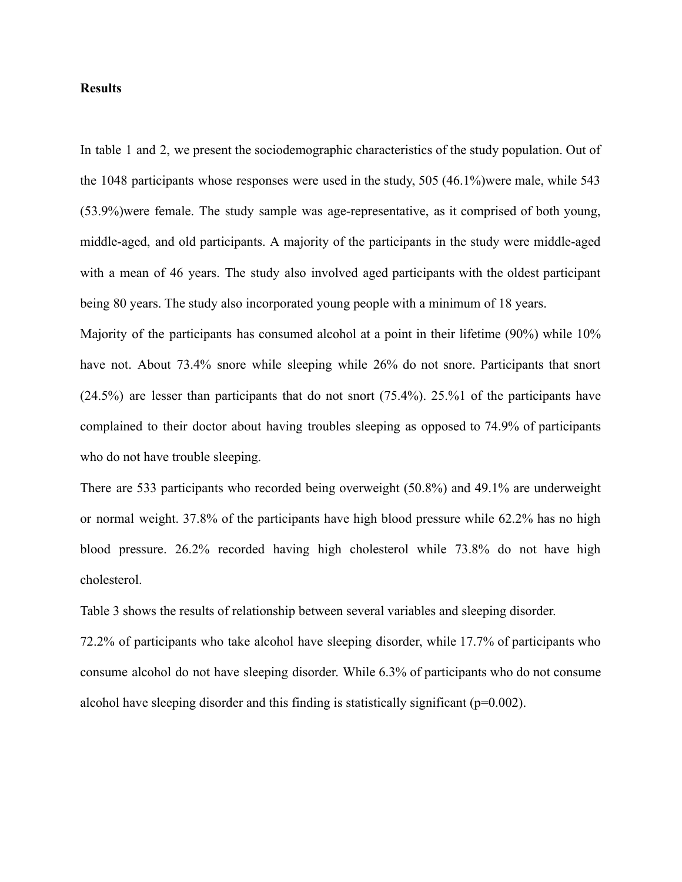**Results**

In table 1 and 2, we present the sociodemographic characteristics of the study population. Out of the 1048 participants whose responses were used in the study, 505 (46.1%)were male, while 543 (53.9%)were female. The study sample was age-representative, as it comprised of both young, middle-aged, and old participants. A majority of the participants in the study were middle-aged with a mean of 46 years. The study also involved aged participants with the oldest participant being 80 years. The study also incorporated young people with a minimum of 18 years.

Majority of the participants has consumed alcohol at a point in their lifetime (90%) while 10% have not. About 73.4% snore while sleeping while 26% do not snore. Participants that snort (24.5%) are lesser than participants that do not snort (75.4%). 25.%1 of the participants have complained to their doctor about having troubles sleeping as opposed to 74.9% of participants who do not have trouble sleeping.

There are 533 participants who recorded being overweight (50.8%) and 49.1% are underweight or normal weight. 37.8% of the participants have high blood pressure while 62.2% has no high blood pressure. 26.2% recorded having high cholesterol while 73.8% do not have high cholesterol.

Table 3 shows the results of relationship between several variables and sleeping disorder.

72.2% of participants who take alcohol have sleeping disorder, while 17.7% of participants who consume alcohol do not have sleeping disorder. While 6.3% of participants who do not consume alcohol have sleeping disorder and this finding is statistically significant (p=0.002).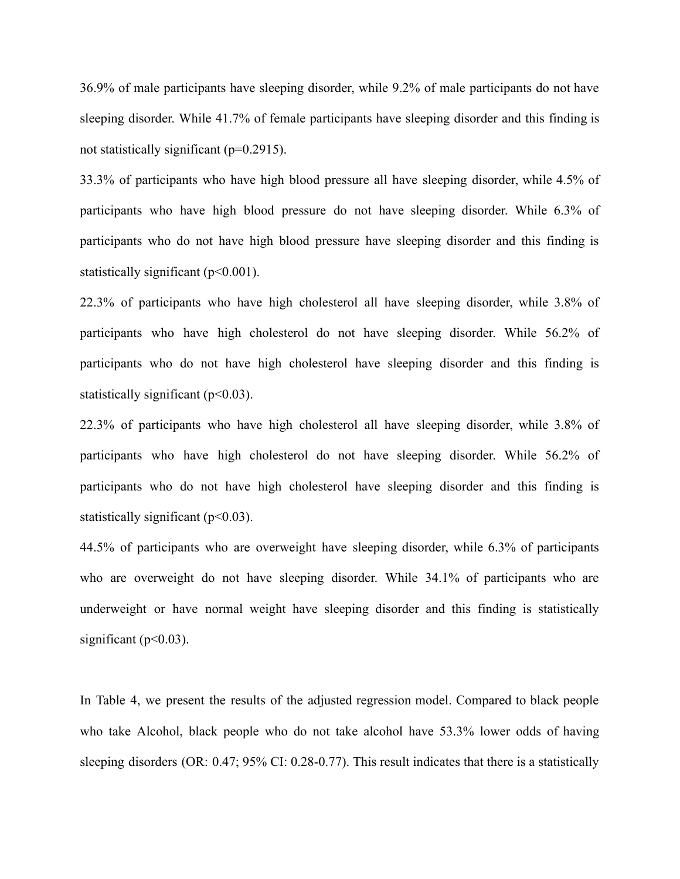36.9% of male participants have sleeping disorder, while 9.2% of male participants do not have sleeping disorder. While 41.7% of female participants have sleeping disorder and this finding is not statistically significant (p=0.2915).

33.3% of participants who have high blood pressure all have sleeping disorder, while 4.5% of participants who have high blood pressure do not have sleeping disorder. While 6.3% of participants who do not have high blood pressure have sleeping disorder and this finding is statistically significant (p<0.001).

22.3% of participants who have high cholesterol all have sleeping disorder, while 3.8% of participants who have high cholesterol do not have sleeping disorder. While 56.2% of participants who do not have high cholesterol have sleeping disorder and this finding is statistically significant (p<0.03).

22.3% of participants who have high cholesterol all have sleeping disorder, while 3.8% of participants who have high cholesterol do not have sleeping disorder. While 56.2% of participants who do not have high cholesterol have sleeping disorder and this finding is statistically significant (p<0.03).

44.5% of participants who are overweight have sleeping disorder, while 6.3% of participants who are overweight do not have sleeping disorder. While 34.1% of participants who are underweight or have normal weight have sleeping disorder and this finding is statistically significant (p<0.03).

In Table 4, we present the results of the adjusted regression model. Compared to black people who take Alcohol, black people who do not take alcohol have 53.3% lower odds of having sleeping disorders (OR: 0.47; 95% CI: 0.28-0.77). This result indicates that there is a statistically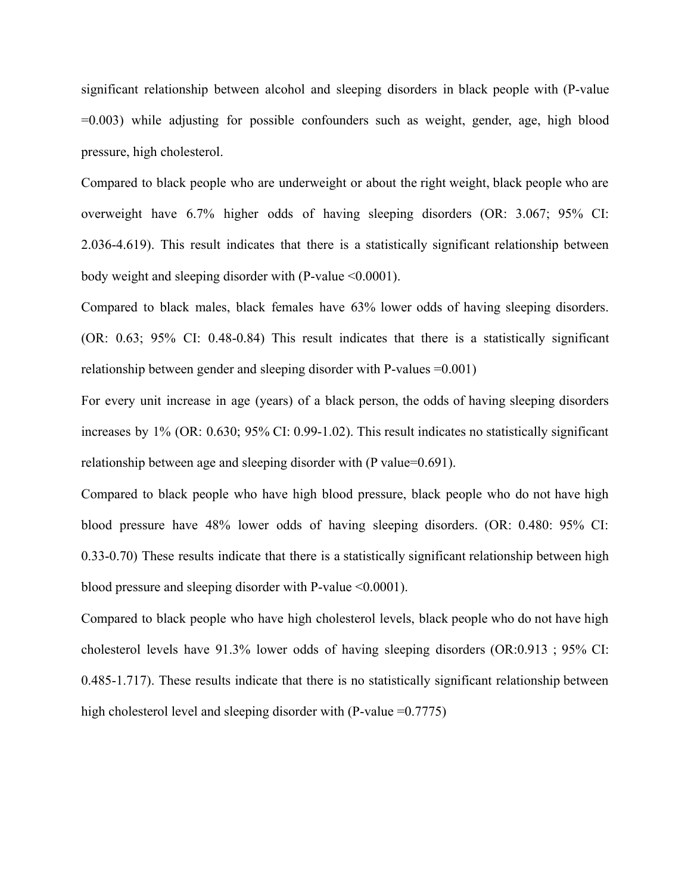significant relationship between alcohol and sleeping disorders in black people with (P-value =0.003) while adjusting for possible confounders such as weight, gender, age, high blood pressure, high cholesterol.

Compared to black people who are underweight or about the right weight, black people who are overweight have 6.7% higher odds of having sleeping disorders (OR: 3.067; 95% CI: 2.036-4.619). This result indicates that there is a statistically significant relationship between body weight and sleeping disorder with (P-value <0.0001).

Compared to black males, black females have 63% lower odds of having sleeping disorders. (OR: 0.63; 95% CI: 0.48-0.84) This result indicates that there is a statistically significant relationship between gender and sleeping disorder with P-values =0.001)

For every unit increase in age (years) of a black person, the odds of having sleeping disorders increases by 1% (OR: 0.630; 95% CI: 0.99-1.02). This result indicates no statistically significant relationship between age and sleeping disorder with (P value=0.691).

Compared to black people who have high blood pressure, black people who do not have high blood pressure have 48% lower odds of having sleeping disorders. (OR: 0.480: 95% CI: 0.33-0.70) These results indicate that there is a statistically significant relationship between high blood pressure and sleeping disorder with P-value <0.0001).

Compared to black people who have high cholesterol levels, black people who do not have high cholesterol levels have 91.3% lower odds of having sleeping disorders (OR:0.913 ; 95% CI: 0.485-1.717). These results indicate that there is no statistically significant relationship between high cholesterol level and sleeping disorder with (P-value =0.7775)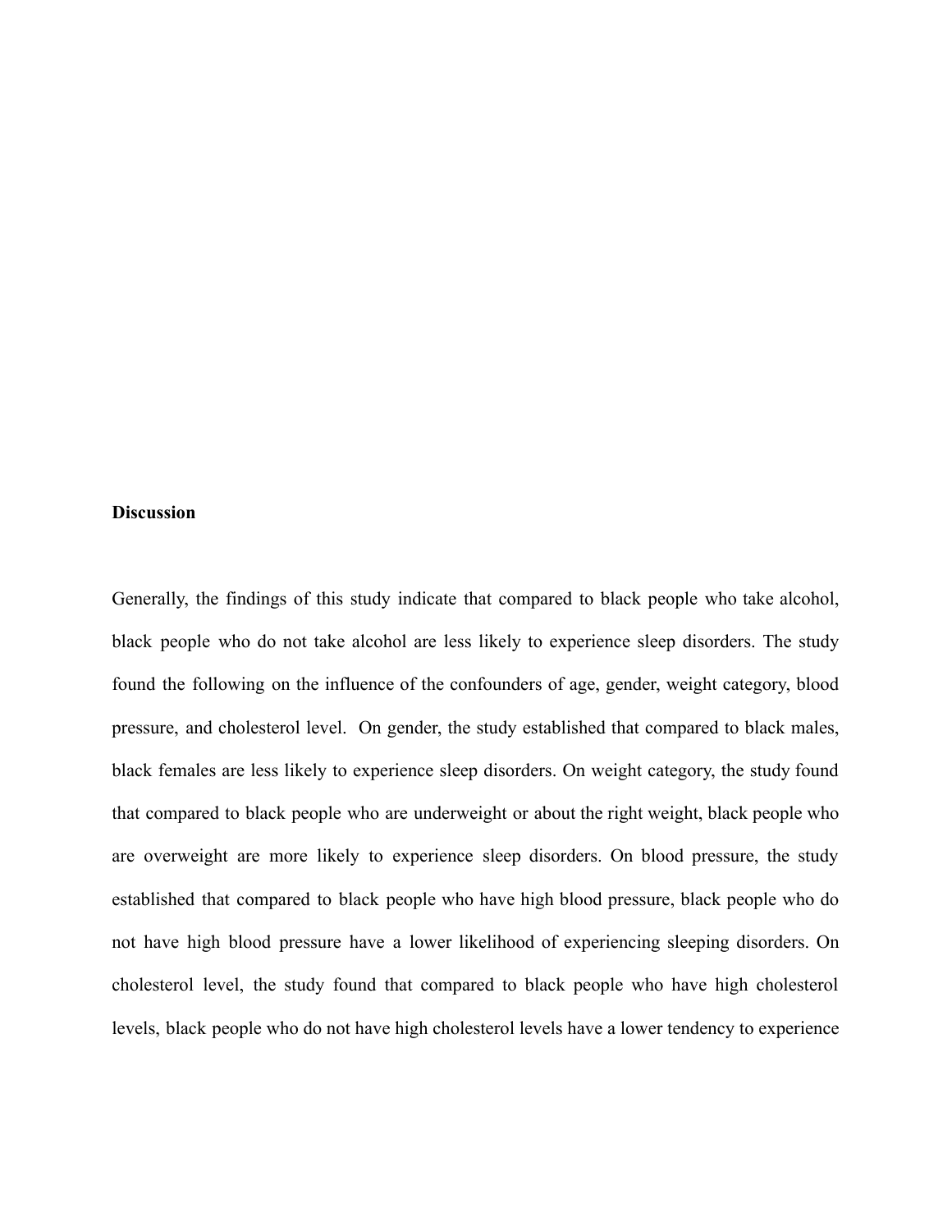**Discussion**

Generally, the findings of this study indicate that compared to black people who take alcohol, black people who do not take alcohol are less likely to experience sleep disorders. The study found the following on the influence of the confounders of age, gender, weight category, blood pressure, and cholesterol level. On gender, the study established that compared to black males, black females are less likely to experience sleep disorders. On weight category, the study found that compared to black people who are underweight or about the right weight, black people who are overweight are more likely to experience sleep disorders. On blood pressure, the study established that compared to black people who have high blood pressure, black people who do not have high blood pressure have a lower likelihood of experiencing sleeping disorders. On cholesterol level, the study found that compared to black people who have high cholesterol levels, black people who do not have high cholesterol levels have a lower tendency to experience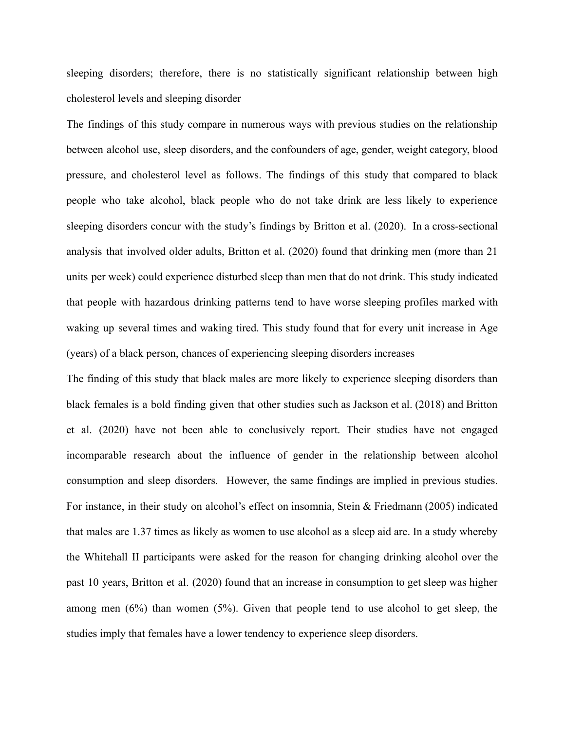sleeping disorders; therefore, there is no statistically significant relationship between high cholesterol levels and sleeping disorder

The findings of this study compare in numerous ways with previous studies on the relationship between alcohol use, sleep disorders, and the confounders of age, gender, weight category, blood pressure, and cholesterol level as follows. The findings of this study that compared to black people who take alcohol, black people who do not take drink are less likely to experience sleeping disorders concur with the study's findings by Britton et al. (2020). In a cross-sectional analysis that involved older adults, Britton et al. (2020) found that drinking men (more than 21 units per week) could experience disturbed sleep than men that do not drink. This study indicated that people with hazardous drinking patterns tend to have worse sleeping profiles marked with waking up several times and waking tired. This study found that for every unit increase in Age (years) of a black person, chances of experiencing sleeping disorders increases

The finding of this study that black males are more likely to experience sleeping disorders than black females is a bold finding given that other studies such as Jackson et al. (2018) and Britton et al. (2020) have not been able to conclusively report. Their studies have not engaged incomparable research about the influence of gender in the relationship between alcohol consumption and sleep disorders. However, the same findings are implied in previous studies. For instance, in their study on alcohol's effect on insomnia, Stein & Friedmann (2005) indicated that males are 1.37 times as likely as women to use alcohol as a sleep aid are. In a study whereby the Whitehall II participants were asked for the reason for changing drinking alcohol over the past 10 years, Britton et al. (2020) found that an increase in consumption to get sleep was higher among men (6%) than women (5%). Given that people tend to use alcohol to get sleep, the studies imply that females have a lower tendency to experience sleep disorders.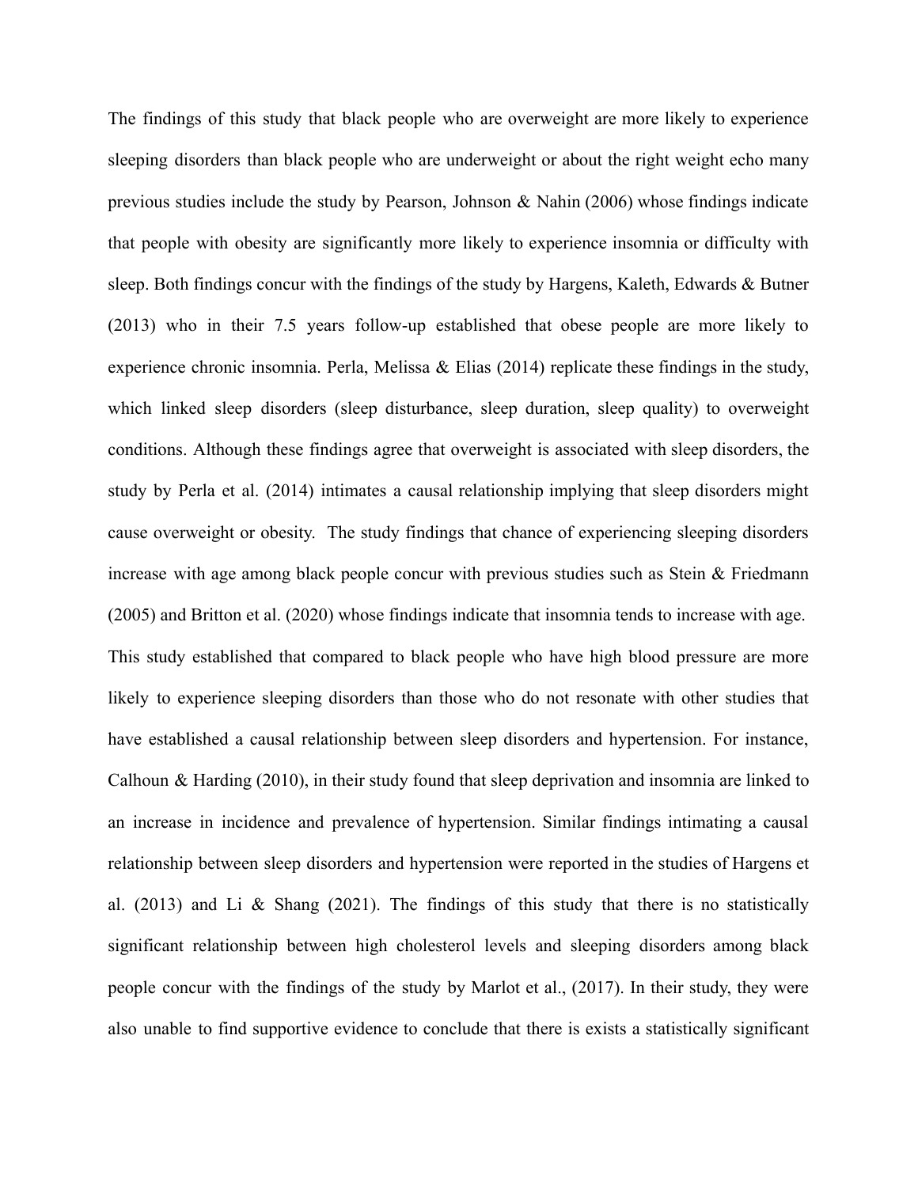The findings of this study that black people who are overweight are more likely to experience sleeping disorders than black people who are underweight or about the right weight echo many previous studies include the study by Pearson, Johnson & Nahin (2006) whose findings indicate that people with obesity are significantly more likely to experience insomnia or difficulty with sleep. Both findings concur with the findings of the study by Hargens, Kaleth, Edwards & Butner (2013) who in their 7.5 years follow-up established that obese people are more likely to experience chronic insomnia. Perla, Melissa & Elias (2014) replicate these findings in the study, which linked sleep disorders (sleep disturbance, sleep duration, sleep quality) to overweight conditions. Although these findings agree that overweight is associated with sleep disorders, the study by Perla et al. (2014) intimates a causal relationship implying that sleep disorders might cause overweight or obesity. The study findings that chance of experiencing sleeping disorders increase with age among black people concur with previous studies such as Stein & Friedmann (2005) and Britton et al. (2020) whose findings indicate that insomnia tends to increase with age. This study established that compared to black people who have high blood pressure are more likely to experience sleeping disorders than those who do not resonate with other studies that have established a causal relationship between sleep disorders and hypertension. For instance, Calhoun & Harding (2010), in their study found that sleep deprivation and insomnia are linked to an increase in incidence and prevalence of hypertension. Similar findings intimating a causal relationship between sleep disorders and hypertension were reported in the studies of Hargens et al. (2013) and Li & Shang (2021). The findings of this study that there is no statistically significant relationship between high cholesterol levels and sleeping disorders among black people concur with the findings of the study by Marlot et al., (2017). In their study, they were also unable to find supportive evidence to conclude that there is exists a statistically significant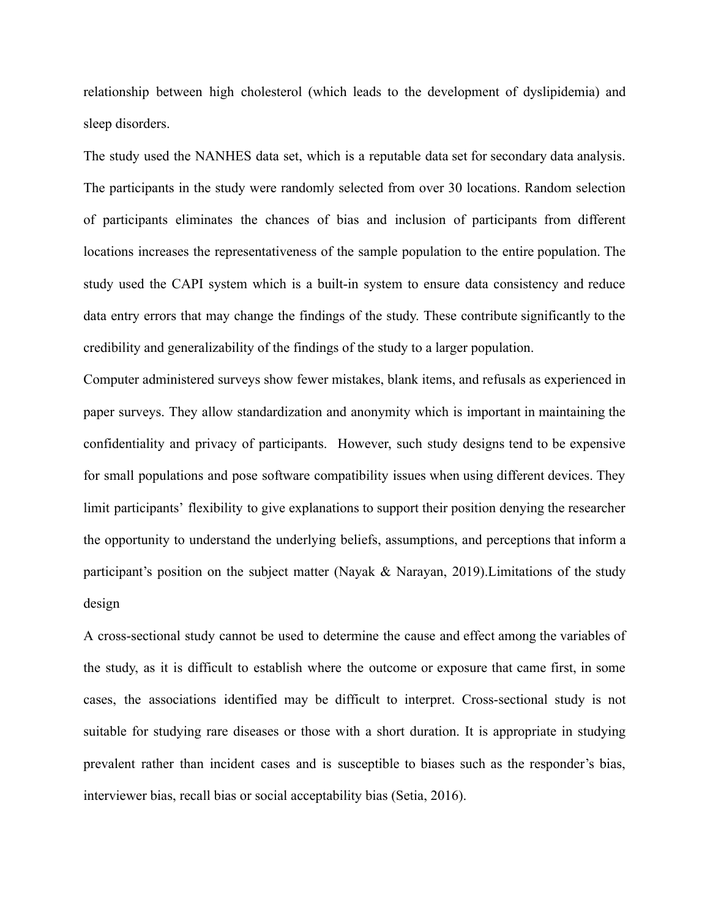relationship between high cholesterol (which leads to the development of dyslipidemia) and sleep disorders.

The study used the NANHES data set, which is a reputable data set for secondary data analysis. The participants in the study were randomly selected from over 30 locations. Random selection of participants eliminates the chances of bias and inclusion of participants from different locations increases the representativeness of the sample population to the entire population. The study used the CAPI system which is a built-in system to ensure data consistency and reduce data entry errors that may change the findings of the study. These contribute significantly to the credibility and generalizability of the findings of the study to a larger population.

Computer administered surveys show fewer mistakes, blank items, and refusals as experienced in paper surveys. They allow standardization and anonymity which is important in maintaining the confidentiality and privacy of participants.  However, such study designs tend to be expensive for small populations and pose software compatibility issues when using different devices. They limit participants' flexibility to give explanations to support their position denying the researcher the opportunity to understand the underlying beliefs, assumptions, and perceptions that inform a participant's position on the subject matter (Nayak & Narayan, 2019).Limitations of the study design

A cross-sectional study cannot be used to determine the cause and effect among the variables of the study, as it is difficult to establish where the outcome or exposure that came first, in some cases, the associations identified may be difficult to interpret. Cross-sectional study is not suitable for studying rare diseases or those with a short duration. It is appropriate in studying prevalent rather than incident cases and is susceptible to biases such as the responder's bias, interviewer bias, recall bias or social acceptability bias (Setia, 2016).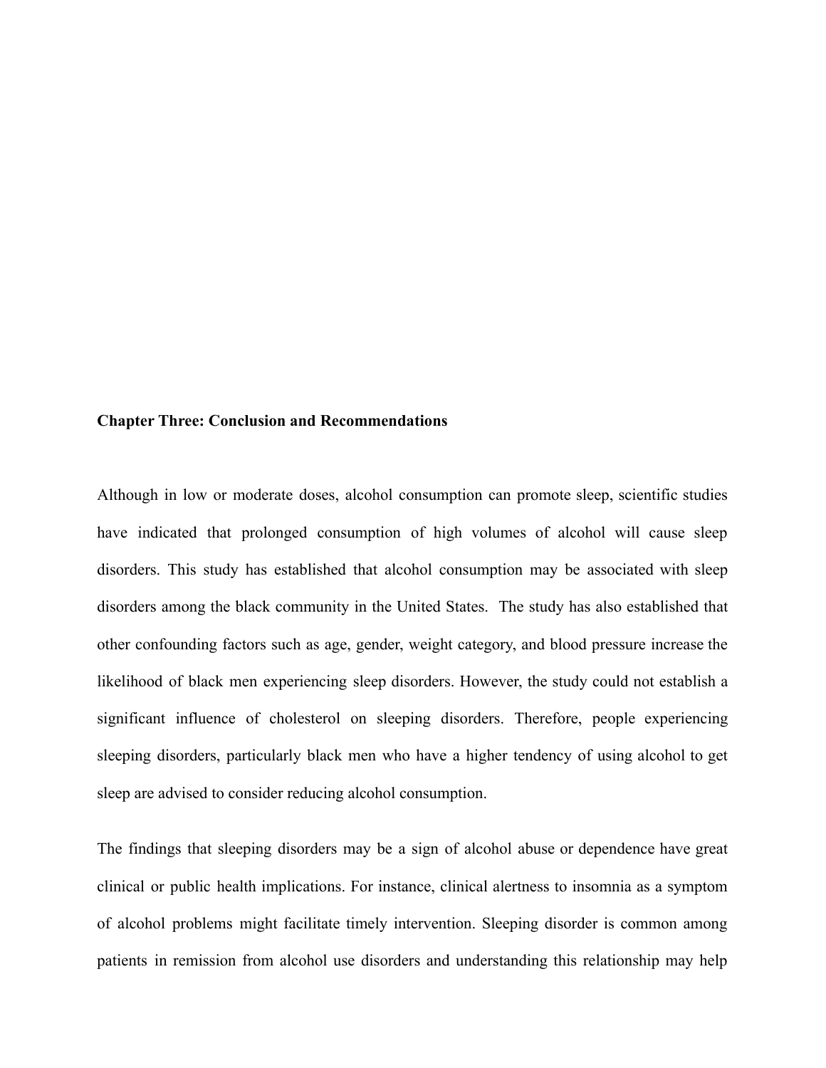**Chapter Three: Conclusion and Recommendations**

Although in low or moderate doses, alcohol consumption can promote sleep, scientific studies have indicated that prolonged consumption of high volumes of alcohol will cause sleep disorders. This study has established that alcohol consumption may be associated with sleep disorders among the black community in the United States. The study has also established that other confounding factors such as age, gender, weight category, and blood pressure increase the likelihood of black men experiencing sleep disorders. However, the study could not establish a significant influence of cholesterol on sleeping disorders. Therefore, people experiencing sleeping disorders, particularly black men who have a higher tendency of using alcohol to get sleep are advised to consider reducing alcohol consumption.

The findings that sleeping disorders may be a sign of alcohol abuse or dependence have great clinical or public health implications. For instance, clinical alertness to insomnia as a symptom of alcohol problems might facilitate timely intervention. Sleeping disorder is common among patients in remission from alcohol use disorders and understanding this relationship may help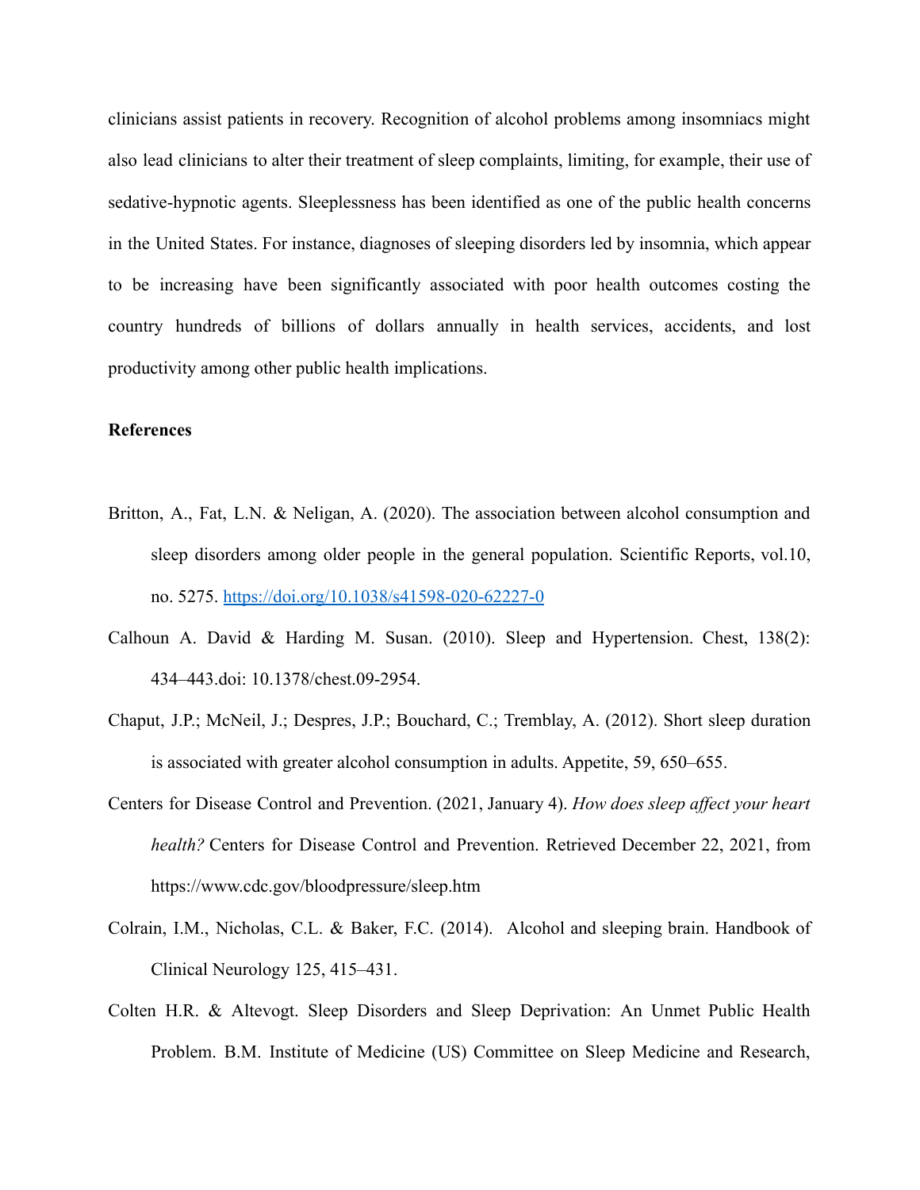clinicians assist patients in recovery. Recognition of alcohol problems among insomniacs might also lead clinicians to alter their treatment of sleep complaints, limiting, for example, their use of sedative-hypnotic agents. Sleeplessness has been identified as one of the public health concerns in the United States. For instance, diagnoses of sleeping disorders led by insomnia, which appear to be increasing have been significantly associated with poor health outcomes costing the country hundreds of billions of dollars annually in health services, accidents, and lost productivity among other public health implications.

**References**

Britton, A., Fat, L.N. & Neligan, A. (2020). The association between alcohol consumption and sleep disorders among older people in the general population. Scientific Reports, vol.10, no. 5275. https://doi.org/10.1038/s41598-020-62227-0

Calhoun A. David & Harding M. Susan. (2010). Sleep and Hypertension. Chest, 138(2): 434–443.doi: 10.1378/chest.09-2954.

Chaput, J.P.; McNeil, J.; Despres, J.P.; Bouchard, C.; Tremblay, A. (2012). Short sleep duration is associated with greater alcohol consumption in adults. Appetite, 59, 650–655.

Centers for Disease Control and Prevention. (2021, January 4). *How does sleep affect your heart health?* Centers for Disease Control and Prevention. Retrieved December 22, 2021, from https://www.cdc.gov/bloodpressure/sleep.htm

Colrain, I.M., Nicholas, C.L. & Baker, F.C. (2014). Alcohol and sleeping brain. Handbook of Clinical Neurology 125, 415–431.

Colten H.R. & Altevogt. Sleep Disorders and Sleep Deprivation: An Unmet Public Health Problem. B.M. Institute of Medicine (US) Committee on Sleep Medicine and Research,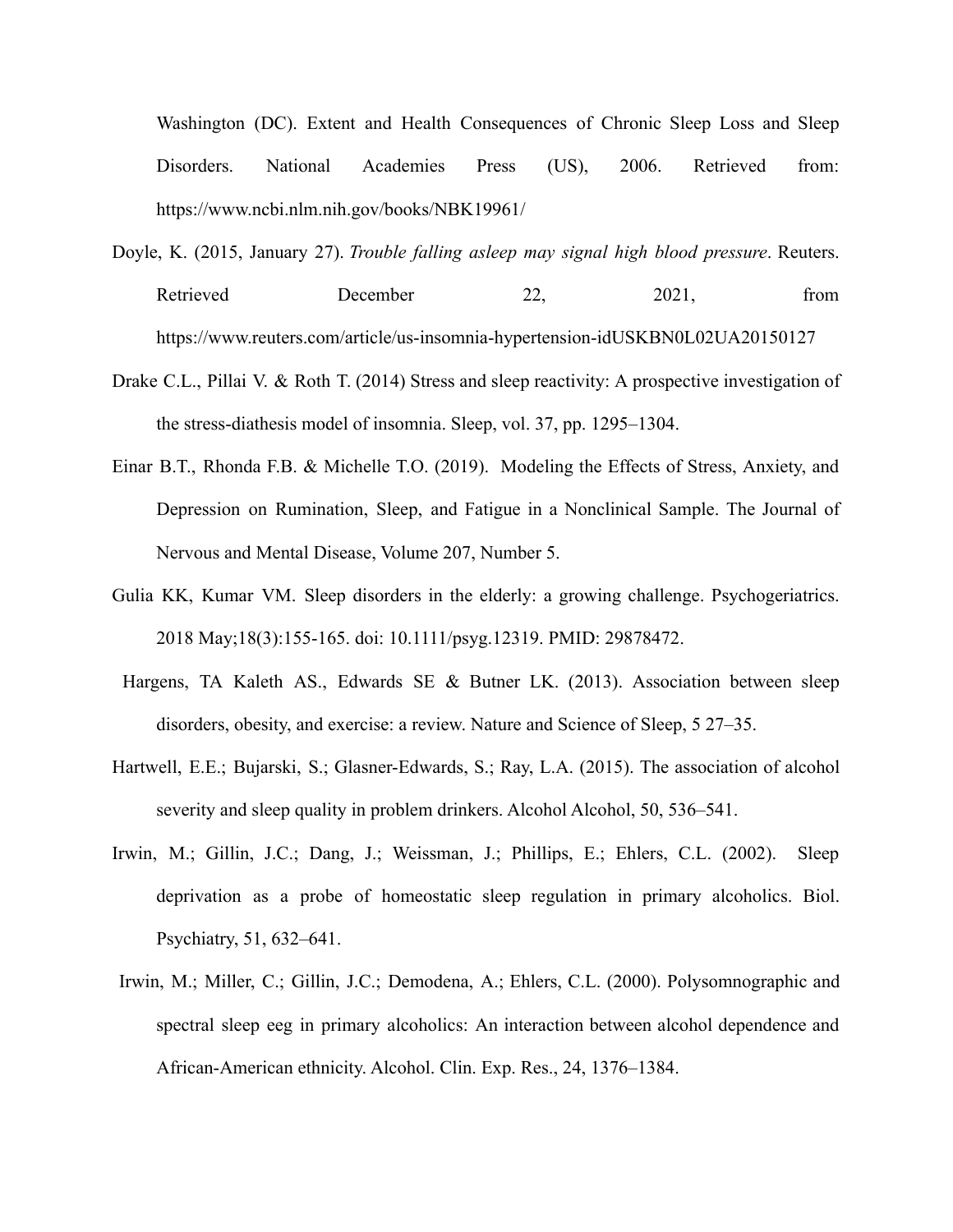Washington (DC). Extent and Health Consequences of Chronic Sleep Loss and Sleep Disorders. National Academies Press (US), 2006. Retrieved from: https://www.ncbi.nlm.nih.gov/books/NBK19961/

Doyle, K. (2015, January 27). *Trouble falling asleep may signal high blood pressure*. Reuters. Retrieved December 22, 2021, from https://www.reuters.com/article/us-insomnia-hypertension-idUSKBN0L02UA20150127

Drake C.L., Pillai V. & Roth T. (2014) Stress and sleep reactivity: A prospective investigation of the stress-diathesis model of insomnia. Sleep, vol. 37, pp. 1295–1304.

Einar B.T., Rhonda F.B. & Michelle T.O. (2019). Modeling the Effects of Stress, Anxiety, and Depression on Rumination, Sleep, and Fatigue in a Nonclinical Sample. The Journal of Nervous and Mental Disease, Volume 207, Number 5.

Gulia KK, Kumar VM. Sleep disorders in the elderly: a growing challenge. Psychogeriatrics. 2018 May;18(3):155-165. doi: 10.1111/psyg.12319. PMID: 29878472.

Hargens, TA Kaleth AS., Edwards SE & Butner LK. (2013). Association between sleep disorders, obesity, and exercise: a review. Nature and Science of Sleep, 5 27–35.

Hartwell, E.E.; Bujarski, S.; Glasner-Edwards, S.; Ray, L.A. (2015). The association of alcohol severity and sleep quality in problem drinkers. Alcohol Alcohol, 50, 536–541.

Irwin, M.; Gillin, J.C.; Dang, J.; Weissman, J.; Phillips, E.; Ehlers, C.L. (2002). Sleep deprivation as a probe of homeostatic sleep regulation in primary alcoholics. Biol. Psychiatry, 51, 632–641.

Irwin, M.; Miller, C.; Gillin, J.C.; Demodena, A.; Ehlers, C.L. (2000). Polysomnographic and spectral sleep eeg in primary alcoholics: An interaction between alcohol dependence and African-American ethnicity. Alcohol. Clin. Exp. Res., 24, 1376–1384.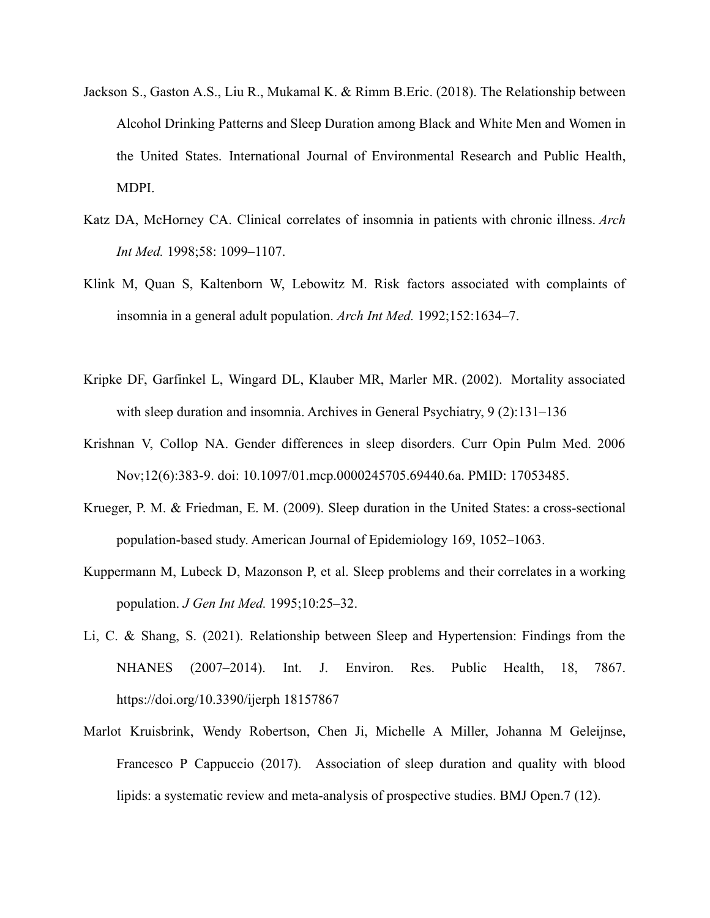Jackson S., Gaston A.S., Liu R., Mukamal K. & Rimm B.Eric. (2018). The Relationship between Alcohol Drinking Patterns and Sleep Duration among Black and White Men and Women in the United States. International Journal of Environmental Research and Public Health, MDPI.

Katz DA, McHorney CA. Clinical correlates of insomnia in patients with chronic illness. *Arch Int Med.* 1998;58: 1099–1107.

Klink M, Quan S, Kaltenborn W, Lebowitz M. Risk factors associated with complaints of insomnia in a general adult population. *Arch Int Med.* 1992;152:1634–7.

Kripke DF, Garfinkel L, Wingard DL, Klauber MR, Marler MR. (2002). Mortality associated with sleep duration and insomnia. Archives in General Psychiatry, 9 (2):131–136

Krishnan V, Collop NA. Gender differences in sleep disorders. Curr Opin Pulm Med. 2006 Nov;12(6):383-9. doi: 10.1097/01.mcp.0000245705.69440.6a. PMID: 17053485.

Krueger, P. M. & Friedman, E. M. (2009). Sleep duration in the United States: a cross-sectional population-based study. American Journal of Epidemiology 169, 1052–1063.

Kuppermann M, Lubeck D, Mazonson P, et al. Sleep problems and their correlates in a working population. *J Gen Int Med.* 1995;10:25–32.

Li, C. & Shang, S. (2021). Relationship between Sleep and Hypertension: Findings from the NHANES (2007–2014). Int. J. Environ. Res. Public Health, 18, 7867. https://doi.org/10.3390/ijerph 18157867

Marlot Kruisbrink, Wendy Robertson, Chen Ji, Michelle A Miller, Johanna M Geleijnse, Francesco P Cappuccio (2017). Association of sleep duration and quality with blood lipids: a systematic review and meta-analysis of prospective studies. BMJ Open.7 (12).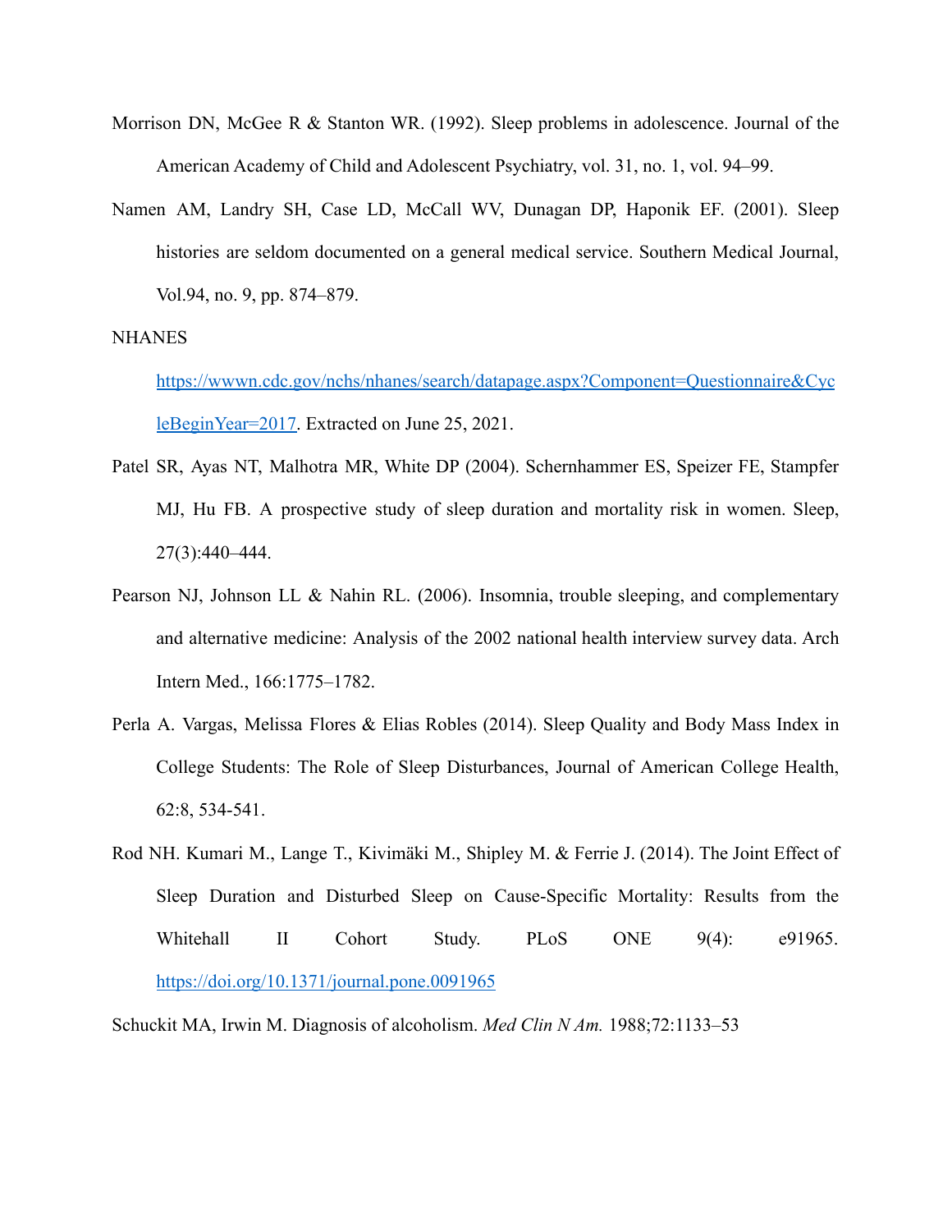Morrison DN, McGee R & Stanton WR. (1992). Sleep problems in adolescence. Journal of the American Academy of Child and Adolescent Psychiatry, vol. 31, no. 1, vol. 94–99.

Namen AM, Landry SH, Case LD, McCall WV, Dunagan DP, Haponik EF. (2001). Sleep histories are seldom documented on a general medical service. Southern Medical Journal, Vol.94, no. 9, pp. 874–879.

NHANES https://wwwn.cdc.gov/nchs/nhanes/search/datapage.aspx?Component=Questionnaire&CycleBeginYear=2017. Extracted on June 25, 2021.

Patel SR, Ayas NT, Malhotra MR, White DP (2004). Schernhammer ES, Speizer FE, Stampfer MJ, Hu FB. A prospective study of sleep duration and mortality risk in women. Sleep, 27(3):440–444.

Pearson NJ, Johnson LL & Nahin RL. (2006). Insomnia, trouble sleeping, and complementary and alternative medicine: Analysis of the 2002 national health interview survey data. Arch Intern Med., 166:1775–1782.

Perla A. Vargas, Melissa Flores & Elias Robles (2014). Sleep Quality and Body Mass Index in College Students: The Role of Sleep Disturbances, Journal of American College Health, 62:8, 534-541.

Rod NH. Kumari M., Lange T., Kivimäki M., Shipley M. & Ferrie J. (2014). The Joint Effect of Sleep Duration and Disturbed Sleep on Cause-Specific Mortality: Results from the Whitehall II Cohort Study. PLoS ONE 9(4): e91965. https://doi.org/10.1371/journal.pone.0091965

Schuckit MA, Irwin M. Diagnosis of alcoholism. *Med Clin N Am.* 1988;72:1133–53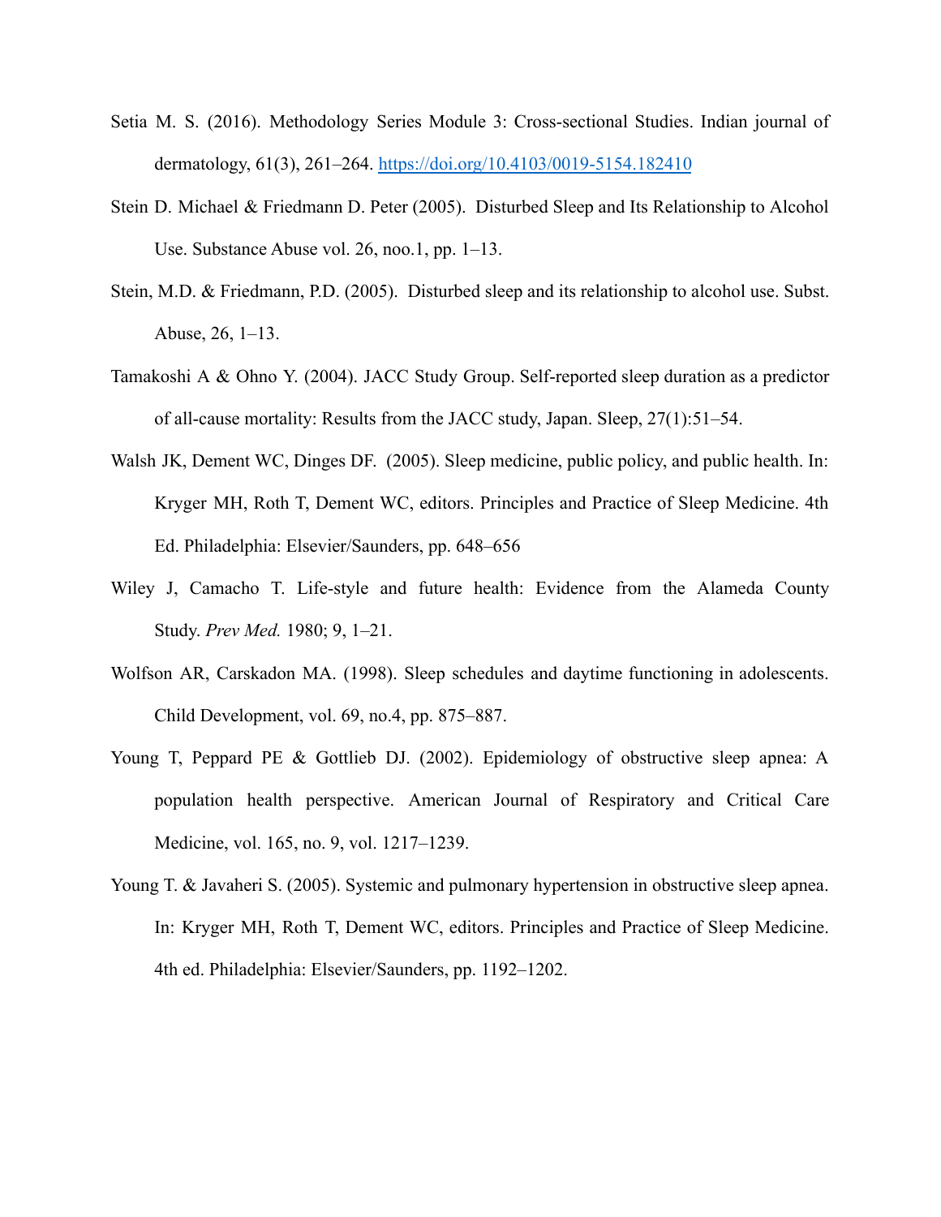Setia M. S. (2016). Methodology Series Module 3: Cross-sectional Studies. Indian journal of dermatology, 61(3), 261–264. https://doi.org/10.4103/0019-5154.182410

Stein D. Michael & Friedmann D. Peter (2005). Disturbed Sleep and Its Relationship to Alcohol Use. Substance Abuse vol. 26, noo.1, pp. 1–13.

Stein, M.D. & Friedmann, P.D. (2005). Disturbed sleep and its relationship to alcohol use. Subst. Abuse, 26, 1–13.

Tamakoshi A & Ohno Y. (2004). JACC Study Group. Self-reported sleep duration as a predictor of all-cause mortality: Results from the JACC study, Japan. Sleep, 27(1):51–54.

Walsh JK, Dement WC, Dinges DF. (2005). Sleep medicine, public policy, and public health. In: Kryger MH, Roth T, Dement WC, editors. Principles and Practice of Sleep Medicine. 4th Ed. Philadelphia: Elsevier/Saunders, pp. 648–656

Wiley J, Camacho T. Life-style and future health: Evidence from the Alameda County Study. *Prev Med.* 1980; 9, 1–21.

Wolfson AR, Carskadon MA. (1998). Sleep schedules and daytime functioning in adolescents. Child Development, vol. 69, no.4, pp. 875–887.

Young T, Peppard PE & Gottlieb DJ. (2002). Epidemiology of obstructive sleep apnea: A population health perspective. American Journal of Respiratory and Critical Care Medicine, vol. 165, no. 9, vol. 1217–1239.

Young T. & Javaheri S. (2005). Systemic and pulmonary hypertension in obstructive sleep apnea. In: Kryger MH, Roth T, Dement WC, editors. Principles and Practice of Sleep Medicine. 4th ed. Philadelphia: Elsevier/Saunders, pp. 1192–1202.